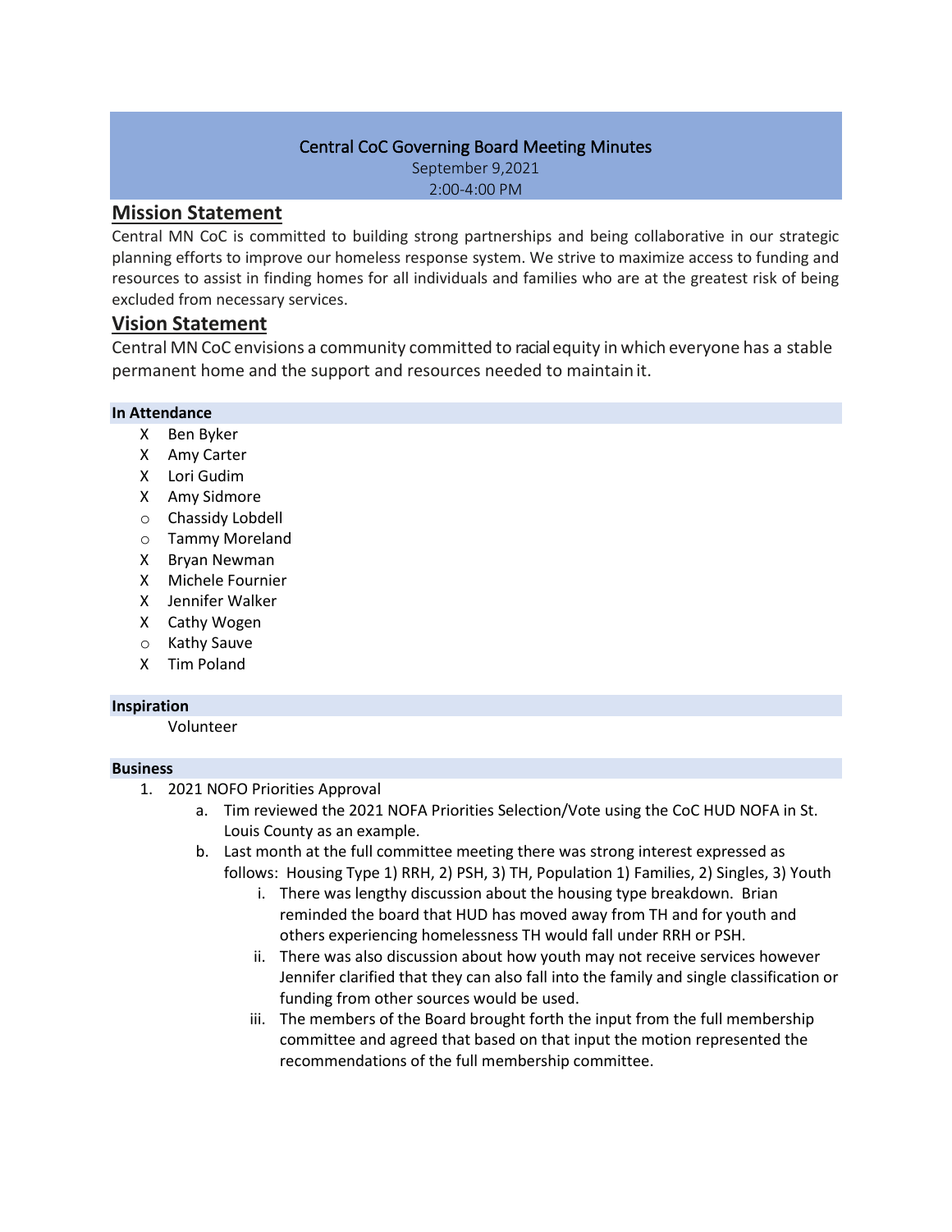# Central CoC Governing Board Meeting Minutes

September 9,2021

2:00-4:00 PM

## Mission Statement

Central MN CoC is committed to building strong partnerships and being collaborative in our strategic planning efforts to improve our homeless response system. We strive to maximize access to funding and resources to assist in finding homes for all individuals and families who are at the greatest risk of being excluded from necessary services.

## Vision Statement

Central MN CoC envisions a community committed to racial equity in which everyone has a stable permanent home and the support and resources needed to maintain it.

### In Attendance

- X Ben Byker
- X Amy Carter
- X Lori Gudim
- X Amy Sidmore
- o Chassidy Lobdell
- o Tammy Moreland
- X Bryan Newman
- X Michele Fournier
- X Jennifer Walker
- X Cathy Wogen
- o Kathy Sauve
- X Tim Poland

### Inspiration

Volunteer

### Business

1. 2021 NOFO Priorities Approval
   a. Tim reviewed the 2021 NOFA Priorities Selection/Vote using the CoC HUD NOFA in St. Louis County as an example.
   b. Last month at the full committee meeting there was strong interest expressed as follows: Housing Type 1) RRH, 2) PSH, 3) TH, Population 1) Families, 2) Singles, 3) Youth
      i. There was lengthy discussion about the housing type breakdown. Brian reminded the board that HUD has moved away from TH and for youth and others experiencing homelessness TH would fall under RRH or PSH.
      ii. There was also discussion about how youth may not receive services however Jennifer clarified that they can also fall into the family and single classification or funding from other sources would be used.
      iii. The members of the Board brought forth the input from the full membership committee and agreed that based on that input the motion represented the recommendations of the full membership committee.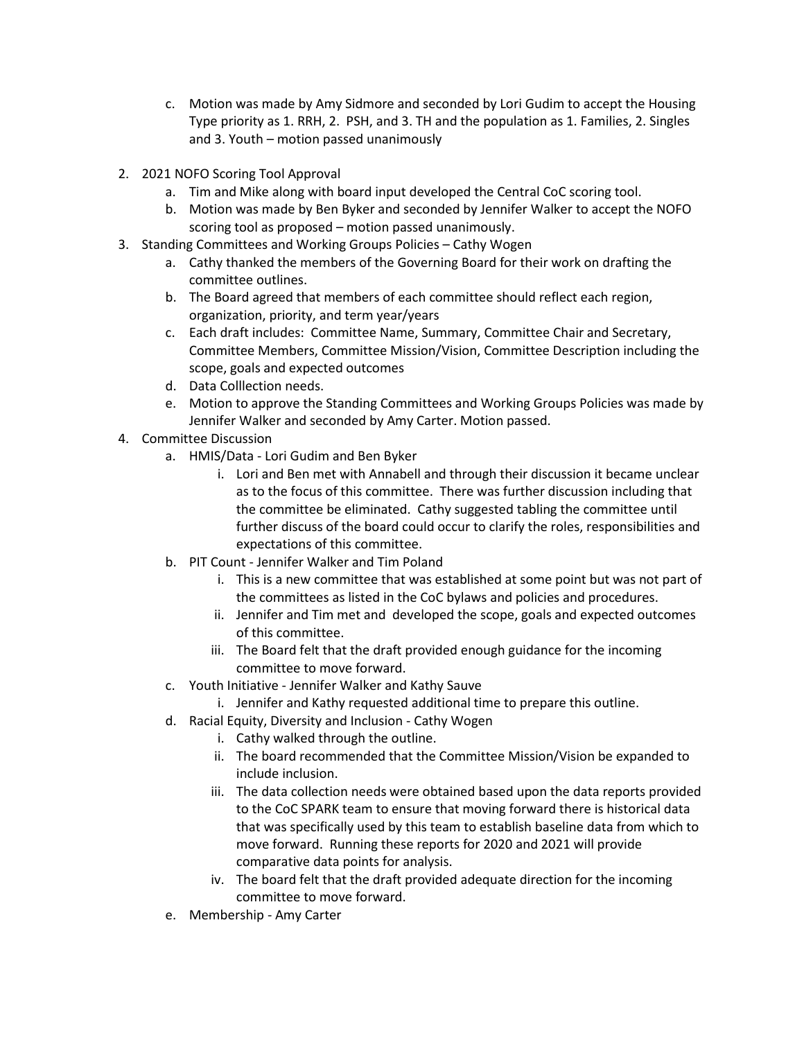c. Motion was made by Amy Sidmore and seconded by Lori Gudim to accept the Housing Type priority as 1. RRH, 2. PSH, and 3. TH and the population as 1. Families, 2. Singles and 3. Youth – motion passed unanimously

2. 2021 NOFO Scoring Tool Approval
   a. Tim and Mike along with board input developed the Central CoC scoring tool.
   b. Motion was made by Ben Byker and seconded by Jennifer Walker to accept the NOFO scoring tool as proposed – motion passed unanimously.
3. Standing Committees and Working Groups Policies – Cathy Wogen
   a. Cathy thanked the members of the Governing Board for their work on drafting the committee outlines.
   b. The Board agreed that members of each committee should reflect each region, organization, priority, and term year/years
   c. Each draft includes: Committee Name, Summary, Committee Chair and Secretary, Committee Members, Committee Mission/Vision, Committee Description including the scope, goals and expected outcomes
   d. Data Colllection needs.
   e. Motion to approve the Standing Committees and Working Groups Policies was made by Jennifer Walker and seconded by Amy Carter. Motion passed.
4. Committee Discussion
   a. HMIS/Data - Lori Gudim and Ben Byker
      i. Lori and Ben met with Annabell and through their discussion it became unclear as to the focus of this committee. There was further discussion including that the committee be eliminated. Cathy suggested tabling the committee until further discuss of the board could occur to clarify the roles, responsibilities and expectations of this committee.
   b. PIT Count - Jennifer Walker and Tim Poland
      i. This is a new committee that was established at some point but was not part of the committees as listed in the CoC bylaws and policies and procedures.
      ii. Jennifer and Tim met and developed the scope, goals and expected outcomes of this committee.
      iii. The Board felt that the draft provided enough guidance for the incoming committee to move forward.
   c. Youth Initiative - Jennifer Walker and Kathy Sauve
      i. Jennifer and Kathy requested additional time to prepare this outline.
   d. Racial Equity, Diversity and Inclusion - Cathy Wogen
      i. Cathy walked through the outline.
      ii. The board recommended that the Committee Mission/Vision be expanded to include inclusion.
      iii. The data collection needs were obtained based upon the data reports provided to the CoC SPARK team to ensure that moving forward there is historical data that was specifically used by this team to establish baseline data from which to move forward. Running these reports for 2020 and 2021 will provide comparative data points for analysis.
      iv. The board felt that the draft provided adequate direction for the incoming committee to move forward.
   e. Membership - Amy Carter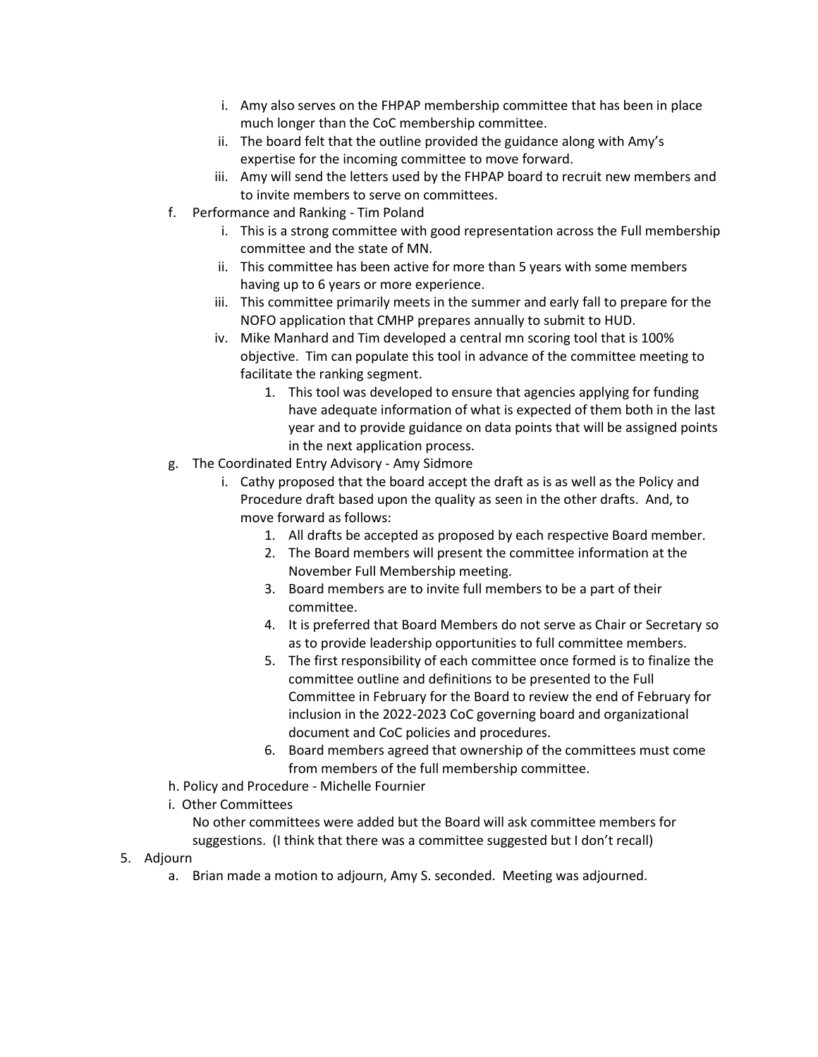i. Amy also serves on the FHPAP membership committee that has been in place much longer than the CoC membership committee.
        ii. The board felt that the outline provided the guidance along with Amy's expertise for the incoming committee to move forward.
        iii. Amy will send the letters used by the FHPAP board to recruit new members and to invite members to serve on committees.

    f. Performance and Ranking - Tim Poland
        i. This is a strong committee with good representation across the Full membership committee and the state of MN.
        ii. This committee has been active for more than 5 years with some members having up to 6 years or more experience.
        iii. This committee primarily meets in the summer and early fall to prepare for the NOFO application that CMHP prepares annually to submit to HUD.
        iv. Mike Manhard and Tim developed a central mn scoring tool that is 100% objective. Tim can populate this tool in advance of the committee meeting to facilitate the ranking segment.
            1. This tool was developed to ensure that agencies applying for funding have adequate information of what is expected of them both in the last year and to provide guidance on data points that will be assigned points in the next application process.

    g. The Coordinated Entry Advisory - Amy Sidmore
        i. Cathy proposed that the board accept the draft as is as well as the Policy and Procedure draft based upon the quality as seen in the other drafts. And, to move forward as follows:
            1. All drafts be accepted as proposed by each respective Board member.
            2. The Board members will present the committee information at the November Full Membership meeting.
            3. Board members are to invite full members to be a part of their committee.
            4. It is preferred that Board Members do not serve as Chair or Secretary so as to provide leadership opportunities to full committee members.
            5. The first responsibility of each committee once formed is to finalize the committee outline and definitions to be presented to the Full Committee in February for the Board to review the end of February for inclusion in the 2022-2023 CoC governing board and organizational document and CoC policies and procedures.
            6. Board members agreed that ownership of the committees must come from members of the full membership committee.

    h. Policy and Procedure - Michelle Fournier

    i. Other Committees

    No other committees were added but the Board will ask committee members for suggestions. (I think that there was a committee suggested but I don't recall)

5. Adjourn
    a. Brian made a motion to adjourn, Amy S. seconded. Meeting was adjourned.